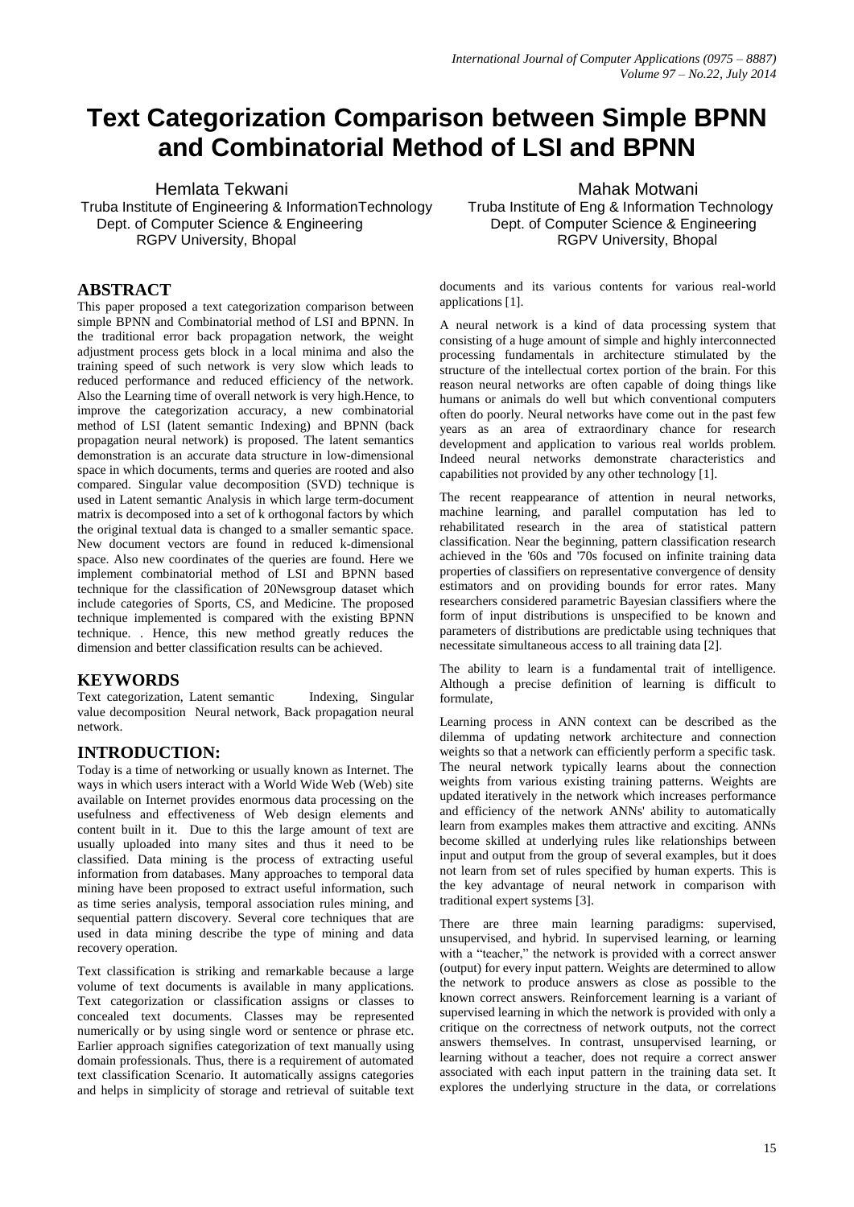# Text Categorization Comparison between Simple BPNN and Combinatorial Method of LSI and BPNN

Hemlata Tekwani
Truba Institute of Engineering & InformationTechnology
Dept. of Computer Science & Engineering
RGPV University, Bhopal

Mahak Motwani
Truba Institute of Eng & Information Technology
Dept. of Computer Science & Engineering
RGPV University, Bhopal

## ABSTRACT

This paper proposed a text categorization comparison between simple BPNN and Combinatorial method of LSI and BPNN. In the traditional error back propagation network, the weight adjustment process gets block in a local minima and also the training speed of such network is very slow which leads to reduced performance and reduced efficiency of the network. Also the Learning time of overall network is very high.Hence, to improve the categorization accuracy, a new combinatorial method of LSI (latent semantic Indexing) and BPNN (back propagation neural network) is proposed. The latent semantics demonstration is an accurate data structure in low-dimensional space in which documents, terms and queries are rooted and also compared. Singular value decomposition (SVD) technique is used in Latent semantic Analysis in which large term-document matrix is decomposed into a set of k orthogonal factors by which the original textual data is changed to a smaller semantic space. New document vectors are found in reduced k-dimensional space. Also new coordinates of the queries are found. Here we implement combinatorial method of LSI and BPNN based technique for the classification of 20Newsgroup dataset which include categories of Sports, CS, and Medicine. The proposed technique implemented is compared with the existing BPNN technique. . Hence, this new method greatly reduces the dimension and better classification results can be achieved.

## KEYWORDS

Text categorization, Latent semantic Indexing, Singular value decomposition Neural network, Back propagation neural network.

## INTRODUCTION:

Today is a time of networking or usually known as Internet. The ways in which users interact with a World Wide Web (Web) site available on Internet provides enormous data processing on the usefulness and effectiveness of Web design elements and content built in it. Due to this the large amount of text are usually uploaded into many sites and thus it need to be classified. Data mining is the process of extracting useful information from databases. Many approaches to temporal data mining have been proposed to extract useful information, such as time series analysis, temporal association rules mining, and sequential pattern discovery. Several core techniques that are used in data mining describe the type of mining and data recovery operation.

Text classification is striking and remarkable because a large volume of text documents is available in many applications. Text categorization or classification assigns or classes to concealed text documents. Classes may be represented numerically or by using single word or sentence or phrase etc. Earlier approach signifies categorization of text manually using domain professionals. Thus, there is a requirement of automated text classification Scenario. It automatically assigns categories and helps in simplicity of storage and retrieval of suitable text documents and its various contents for various real-world applications [1].

A neural network is a kind of data processing system that consisting of a huge amount of simple and highly interconnected processing fundamentals in architecture stimulated by the structure of the intellectual cortex portion of the brain. For this reason neural networks are often capable of doing things like humans or animals do well but which conventional computers often do poorly. Neural networks have come out in the past few years as an area of extraordinary chance for research development and application to various real worlds problem. Indeed neural networks demonstrate characteristics and capabilities not provided by any other technology [1].

The recent reappearance of attention in neural networks, machine learning, and parallel computation has led to rehabilitated research in the area of statistical pattern classification. Near the beginning, pattern classification research achieved in the '60s and '70s focused on infinite training data properties of classifiers on representative convergence of density estimators and on providing bounds for error rates. Many researchers considered parametric Bayesian classifiers where the form of input distributions is unspecified to be known and parameters of distributions are predictable using techniques that necessitate simultaneous access to all training data [2].

The ability to learn is a fundamental trait of intelligence. Although a precise definition of learning is difficult to formulate,

Learning process in ANN context can be described as the dilemma of updating network architecture and connection weights so that a network can efficiently perform a specific task. The neural network typically learns about the connection weights from various existing training patterns. Weights are updated iteratively in the network which increases performance and efficiency of the network ANNs' ability to automatically learn from examples makes them attractive and exciting. ANNs become skilled at underlying rules like relationships between input and output from the group of several examples, but it does not learn from set of rules specified by human experts. This is the key advantage of neural network in comparison with traditional expert systems [3].

There are three main learning paradigms: supervised, unsupervised, and hybrid. In supervised learning, or learning with a "teacher," the network is provided with a correct answer (output) for every input pattern. Weights are determined to allow the network to produce answers as close as possible to the known correct answers. Reinforcement learning is a variant of supervised learning in which the network is provided with only a critique on the correctness of network outputs, not the correct answers themselves. In contrast, unsupervised learning, or learning without a teacher, does not require a correct answer associated with each input pattern in the training data set. It explores the underlying structure in the data, or correlations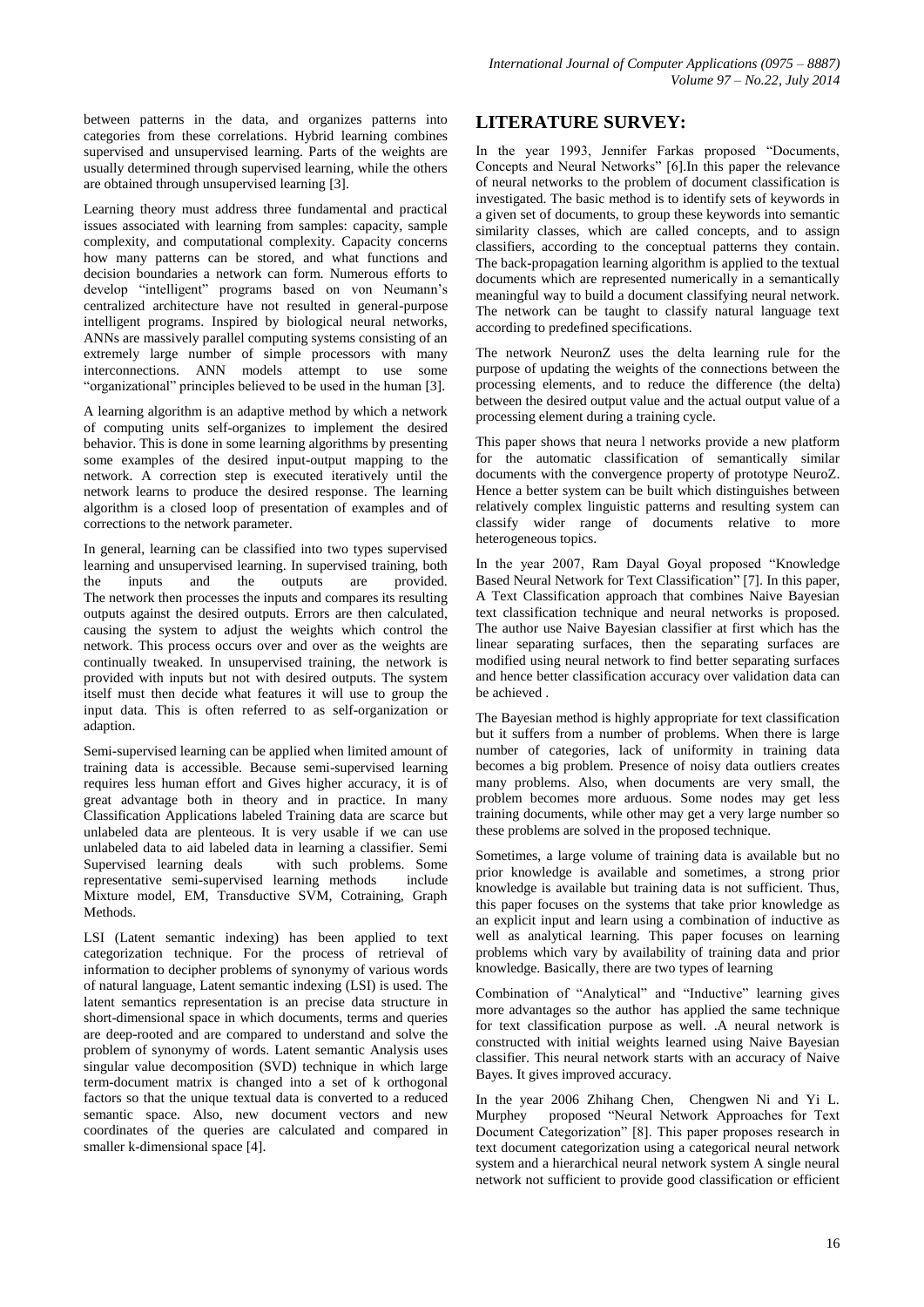between patterns in the data, and organizes patterns into categories from these correlations. Hybrid learning combines supervised and unsupervised learning. Parts of the weights are usually determined through supervised learning, while the others are obtained through unsupervised learning [3].

Learning theory must address three fundamental and practical issues associated with learning from samples: capacity, sample complexity, and computational complexity. Capacity concerns how many patterns can be stored, and what functions and decision boundaries a network can form. Numerous efforts to develop "intelligent" programs based on von Neumann's centralized architecture have not resulted in general-purpose intelligent programs. Inspired by biological neural networks, ANNs are massively parallel computing systems consisting of an extremely large number of simple processors with many interconnections. ANN models attempt to use some "organizational" principles believed to be used in the human [3].

A learning algorithm is an adaptive method by which a network of computing units self-organizes to implement the desired behavior. This is done in some learning algorithms by presenting some examples of the desired input-output mapping to the network. A correction step is executed iteratively until the network learns to produce the desired response. The learning algorithm is a closed loop of presentation of examples and of corrections to the network parameter.

In general, learning can be classified into two types supervised learning and unsupervised learning. In supervised training, both the inputs and the outputs are provided. The network then processes the inputs and compares its resulting outputs against the desired outputs. Errors are then calculated, causing the system to adjust the weights which control the network. This process occurs over and over as the weights are continually tweaked. In unsupervised training, the network is provided with inputs but not with desired outputs. The system itself must then decide what features it will use to group the input data. This is often referred to as self-organization or adaption.

Semi-supervised learning can be applied when limited amount of training data is accessible. Because semi-supervised learning requires less human effort and Gives higher accuracy, it is of great advantage both in theory and in practice. In many Classification Applications labeled Training data are scarce but unlabeled data are plenteous. It is very usable if we can use unlabeled data to aid labeled data in learning a classifier. Semi Supervised learning deals with such problems. Some representative semi-supervised learning methods include Mixture model, EM, Transductive SVM, Cotraining, Graph Methods.

LSI (Latent semantic indexing) has been applied to text categorization technique. For the process of retrieval of information to decipher problems of synonymy of various words of natural language, Latent semantic indexing (LSI) is used. The latent semantics representation is an precise data structure in short-dimensional space in which documents, terms and queries are deep-rooted and are compared to understand and solve the problem of synonymy of words. Latent semantic Analysis uses singular value decomposition (SVD) technique in which large term-document matrix is changed into a set of k orthogonal factors so that the unique textual data is converted to a reduced semantic space. Also, new document vectors and new coordinates of the queries are calculated and compared in smaller k-dimensional space [4].

## LITERATURE SURVEY:

In the year 1993, Jennifer Farkas proposed "Documents, Concepts and Neural Networks" [6].In this paper the relevance of neural networks to the problem of document classification is investigated. The basic method is to identify sets of keywords in a given set of documents, to group these keywords into semantic similarity classes, which are called concepts, and to assign classifiers, according to the conceptual patterns they contain. The back-propagation learning algorithm is applied to the textual documents which are represented numerically in a semantically meaningful way to build a document classifying neural network. The network can be taught to classify natural language text according to predefined specifications.

The network NeuronZ uses the delta learning rule for the purpose of updating the weights of the connections between the processing elements, and to reduce the difference (the delta) between the desired output value and the actual output value of a processing element during a training cycle.

This paper shows that neura l networks provide a new platform for the automatic classification of semantically similar documents with the convergence property of prototype NeuroZ. Hence a better system can be built which distinguishes between relatively complex linguistic patterns and resulting system can classify wider range of documents relative to more heterogeneous topics.

In the year 2007, Ram Dayal Goyal proposed "Knowledge Based Neural Network for Text Classification" [7]. In this paper, A Text Classification approach that combines Naive Bayesian text classification technique and neural networks is proposed. The author use Naive Bayesian classifier at first which has the linear separating surfaces, then the separating surfaces are modified using neural network to find better separating surfaces and hence better classification accuracy over validation data can be achieved .

The Bayesian method is highly appropriate for text classification but it suffers from a number of problems. When there is large number of categories, lack of uniformity in training data becomes a big problem. Presence of noisy data outliers creates many problems. Also, when documents are very small, the problem becomes more arduous. Some nodes may get less training documents, while other may get a very large number so these problems are solved in the proposed technique.

Sometimes, a large volume of training data is available but no prior knowledge is available and sometimes, a strong prior knowledge is available but training data is not sufficient. Thus, this paper focuses on the systems that take prior knowledge as an explicit input and learn using a combination of inductive as well as analytical learning. This paper focuses on learning problems which vary by availability of training data and prior knowledge. Basically, there are two types of learning

Combination of "Analytical" and "Inductive" learning gives more advantages so the author has applied the same technique for text classification purpose as well. .A neural network is constructed with initial weights learned using Naive Bayesian classifier. This neural network starts with an accuracy of Naive Bayes. It gives improved accuracy.

In the year 2006 Zhihang Chen, Chengwen Ni and Yi L. Murphey proposed "Neural Network Approaches for Text Document Categorization" [8]. This paper proposes research in text document categorization using a categorical neural network system and a hierarchical neural network system A single neural network not sufficient to provide good classification or efficient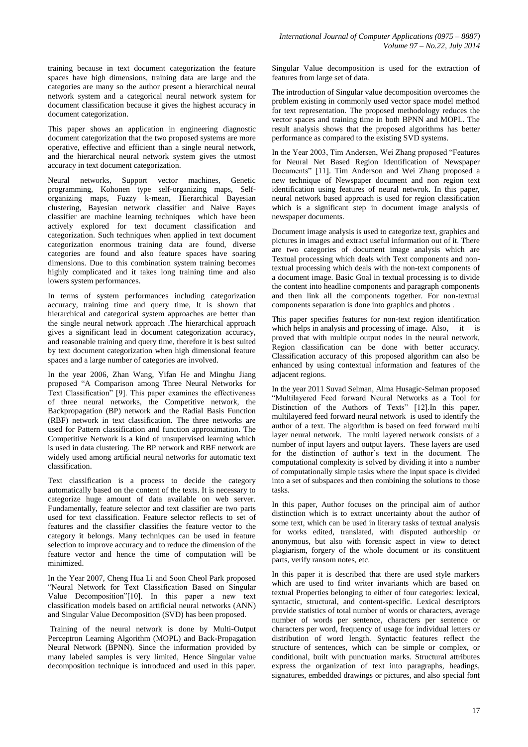training because in text document categorization the feature spaces have high dimensions, training data are large and the categories are many so the author present a hierarchical neural network system and a categorical neural network system for document classification because it gives the highest accuracy in document categorization.

This paper shows an application in engineering diagnostic document categorization that the two proposed systems are more operative, effective and efficient than a single neural network, and the hierarchical neural network system gives the utmost accuracy in text document categorization.

Neural networks, Support vector machines, Genetic programming, Kohonen type self-organizing maps, Self-organizing maps, Fuzzy k-mean, Hierarchical Bayesian clustering, Bayesian network classifier and Naive Bayes classifier are machine learning techniques which have been actively explored for text document classification and categorization. Such techniques when applied in text document categorization enormous training data are found, diverse categories are found and also feature spaces have soaring dimensions. Due to this combination system training becomes highly complicated and it takes long training time and also lowers system performances.

In terms of system performances including categorization accuracy, training time and query time, It is shown that hierarchical and categorical system approaches are better than the single neural network approach .The hierarchical approach gives a significant lead in document categorization accuracy, and reasonable training and query time, therefore it is best suited by text document categorization when high dimensional feature spaces and a large number of categories are involved.

In the year 2006, Zhan Wang, Yifan He and Minghu Jiang proposed "A Comparison among Three Neural Networks for Text Classification" [9]. This paper examines the effectiveness of three neural networks, the Competitive network, the Backpropagation (BP) network and the Radial Basis Function (RBF) network in text classification. The three networks are used for Pattern classification and function approximation. The Competitive Network is a kind of unsupervised learning which is used in data clustering. The BP network and RBF network are widely used among artificial neural networks for automatic text classification.

Text classification is a process to decide the category automatically based on the content of the texts. It is necessary to categorize huge amount of data available on web server. Fundamentally, feature selector and text classifier are two parts used for text classification. Feature selector reflects to set of features and the classifier classifies the feature vector to the category it belongs. Many techniques can be used in feature selection to improve accuracy and to reduce the dimension of the feature vector and hence the time of computation will be minimized.

In the Year 2007, Cheng Hua Li and Soon Cheol Park proposed "Neural Network for Text Classification Based on Singular Value Decomposition"[10]. In this paper a new text classification models based on artificial neural networks (ANN) and Singular Value Decomposition (SVD) has been proposed.

Training of the neural network is done by Multi-Output Perceptron Learning Algorithm (MOPL) and Back-Propagation Neural Network (BPNN). Since the information provided by many labeled samples is very limited, Hence Singular value decomposition technique is introduced and used in this paper. Singular Value decomposition is used for the extraction of features from large set of data.

The introduction of Singular value decomposition overcomes the problem existing in commonly used vector space model method for text representation. The proposed methodology reduces the vector spaces and training time in both BPNN and MOPL. The result analysis shows that the proposed algorithms has better performance as compared to the existing SVD systems.

In the Year 2003, Tim Andersen, Wei Zhang proposed "Features for Neural Net Based Region Identification of Newspaper Documents" [11]. Tim Anderson and Wei Zhang proposed a new technique of Newspaper document and non region text identification using features of neural netwrok. In this paper, neural network based approach is used for region classification which is a significant step in document image analysis of newspaper documents.

Document image analysis is used to categorize text, graphics and pictures in images and extract useful information out of it. There are two categories of document image analysis which are Textual processing which deals with Text components and non-textual processing which deals with the non-text components of a document image. Basic Goal in textual processing is to divide the content into headline components and paragraph components and then link all the components together. For non-textual components separation is done into graphics and photos .

This paper specifies features for non-text region identification which helps in analysis and processing of image. Also, it is proved that with multiple output nodes in the neural network, Region classification can be done with better accuracy. Classification accuracy of this proposed algorithm can also be enhanced by using contextual information and features of the adjacent regions.

In the year 2011 Suvad Selman, Alma Husagic-Selman proposed "Multilayered Feed forward Neural Networks as a Tool for Distinction of the Authors of Texts" [12].In this paper, multilayered feed forward neural network is used to identify the author of a text. The algorithm is based on feed forward multi layer neural network. The multi layered network consists of a number of input layers and output layers. These layers are used for the distinction of author's text in the document. The computational complexity is solved by dividing it into a number of computationally simple tasks where the input space is divided into a set of subspaces and then combining the solutions to those tasks.

In this paper, Author focuses on the principal aim of author distinction which is to extract uncertainty about the author of some text, which can be used in literary tasks of textual analysis for works edited, translated, with disputed authorship or anonymous, but also with forensic aspect in view to detect plagiarism, forgery of the whole document or its constituent parts, verify ransom notes, etc.

In this paper it is described that there are used style markers which are used to find writer invariants which are based on textual Properties belonging to either of four categories: lexical, syntactic, structural, and content-specific. Lexical descriptors provide statistics of total number of words or characters, average number of words per sentence, characters per sentence or characters per word, frequency of usage for individual letters or distribution of word length. Syntactic features reflect the structure of sentences, which can be simple or complex, or conditional, built with punctuation marks. Structural attributes express the organization of text into paragraphs, headings, signatures, embedded drawings or pictures, and also special font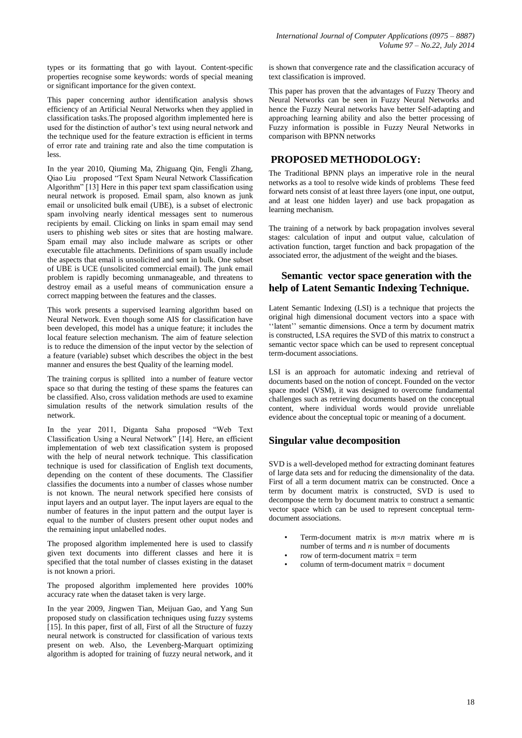types or its formatting that go with layout. Content-specific properties recognise some keywords: words of special meaning or significant importance for the given context.

This paper concerning author identification analysis shows efficiency of an Artificial Neural Networks when they applied in classification tasks.The proposed algorithm implemented here is used for the distinction of author's text using neural network and the technique used for the feature extraction is efficient in terms of error rate and training rate and also the time computation is less.

In the year 2010, Qiuming Ma, Zhiguang Qin, Fengli Zhang, Qiao Liu proposed "Text Spam Neural Network Classification Algorithm" [13] Here in this paper text spam classification using neural network is proposed. Email spam, also known as junk email or unsolicited bulk email (UBE), is a subset of electronic spam involving nearly identical messages sent to numerous recipients by email. Clicking on links in spam email may send users to phishing web sites or sites that are hosting malware. Spam email may also include malware as scripts or other executable file attachments. Definitions of spam usually include the aspects that email is unsolicited and sent in bulk. One subset of UBE is UCE (unsolicited commercial email). The junk email problem is rapidly becoming unmanageable, and threatens to destroy email as a useful means of communication ensure a correct mapping between the features and the classes.

This work presents a supervised learning algorithm based on Neural Network. Even though some AIS for classification have been developed, this model has a unique feature; it includes the local feature selection mechanism. The aim of feature selection is to reduce the dimension of the input vector by the selection of a feature (variable) subset which describes the object in the best manner and ensures the best Quality of the learning model.

The training corpus is spllited into a number of feature vector space so that during the testing of these spams the features can be classified. Also, cross validation methods are used to examine simulation results of the network simulation results of the network.

In the year 2011, Diganta Saha proposed "Web Text Classification Using a Neural Network" [14]. Here, an efficient implementation of web text classification system is proposed with the help of neural network technique. This classification technique is used for classification of English text documents, depending on the content of these documents. The Classifier classifies the documents into a number of classes whose number is not known. The neural network specified here consists of input layers and an output layer. The input layers are equal to the number of features in the input pattern and the output layer is equal to the number of clusters present other ouput nodes and the remaining input unlabelled nodes.

The proposed algorithm implemented here is used to classify given text documents into different classes and here it is specified that the total number of classes existing in the dataset is not known a priori.

The proposed algorithm implemented here provides 100% accuracy rate when the dataset taken is very large.

In the year 2009, Jingwen Tian, Meijuan Gao, and Yang Sun proposed study on classification techniques using fuzzy systems [15]. In this paper, first of all, First of all the Structure of fuzzy neural network is constructed for classification of various texts present on web. Also, the Levenberg-Marquart optimizing algorithm is adopted for training of fuzzy neural network, and it is shown that convergence rate and the classification accuracy of text classification is improved.

This paper has proven that the advantages of Fuzzy Theory and Neural Networks can be seen in Fuzzy Neural Networks and hence the Fuzzy Neural networks have better Self-adapting and approaching learning ability and also the better processing of Fuzzy information is possible in Fuzzy Neural Networks in comparison with BPNN networks

## PROPOSED METHODOLOGY:

The Traditional BPNN plays an imperative role in the neural networks as a tool to resolve wide kinds of problems These feed forward nets consist of at least three layers (one input, one output, and at least one hidden layer) and use back propagation as learning mechanism.

The training of a network by back propagation involves several stages: calculation of input and output value, calculation of activation function, target function and back propagation of the associated error, the adjustment of the weight and the biases.

### Semantic vector space generation with the help of Latent Semantic Indexing Technique.

Latent Semantic Indexing (LSI) is a technique that projects the original high dimensional document vectors into a space with ''latent'' semantic dimensions. Once a term by document matrix is constructed, LSA requires the SVD of this matrix to construct a semantic vector space which can be used to represent conceptual term-document associations.

LSI is an approach for automatic indexing and retrieval of documents based on the notion of concept. Founded on the vector space model (VSM), it was designed to overcome fundamental challenges such as retrieving documents based on the conceptual content, where individual words would provide unreliable evidence about the conceptual topic or meaning of a document.

### Singular value decomposition

SVD is a well-developed method for extracting dominant features of large data sets and for reducing the dimensionality of the data. First of all a term document matrix can be constructed. Once a term by document matrix is constructed, SVD is used to decompose the term by document matrix to construct a semantic vector space which can be used to represent conceptual term-document associations.

- Term-document matrix is $m \times n$ matrix where $m$ is number of terms and $n$ is number of documents
- row of term-document matrix = term
- column of term-document matrix = document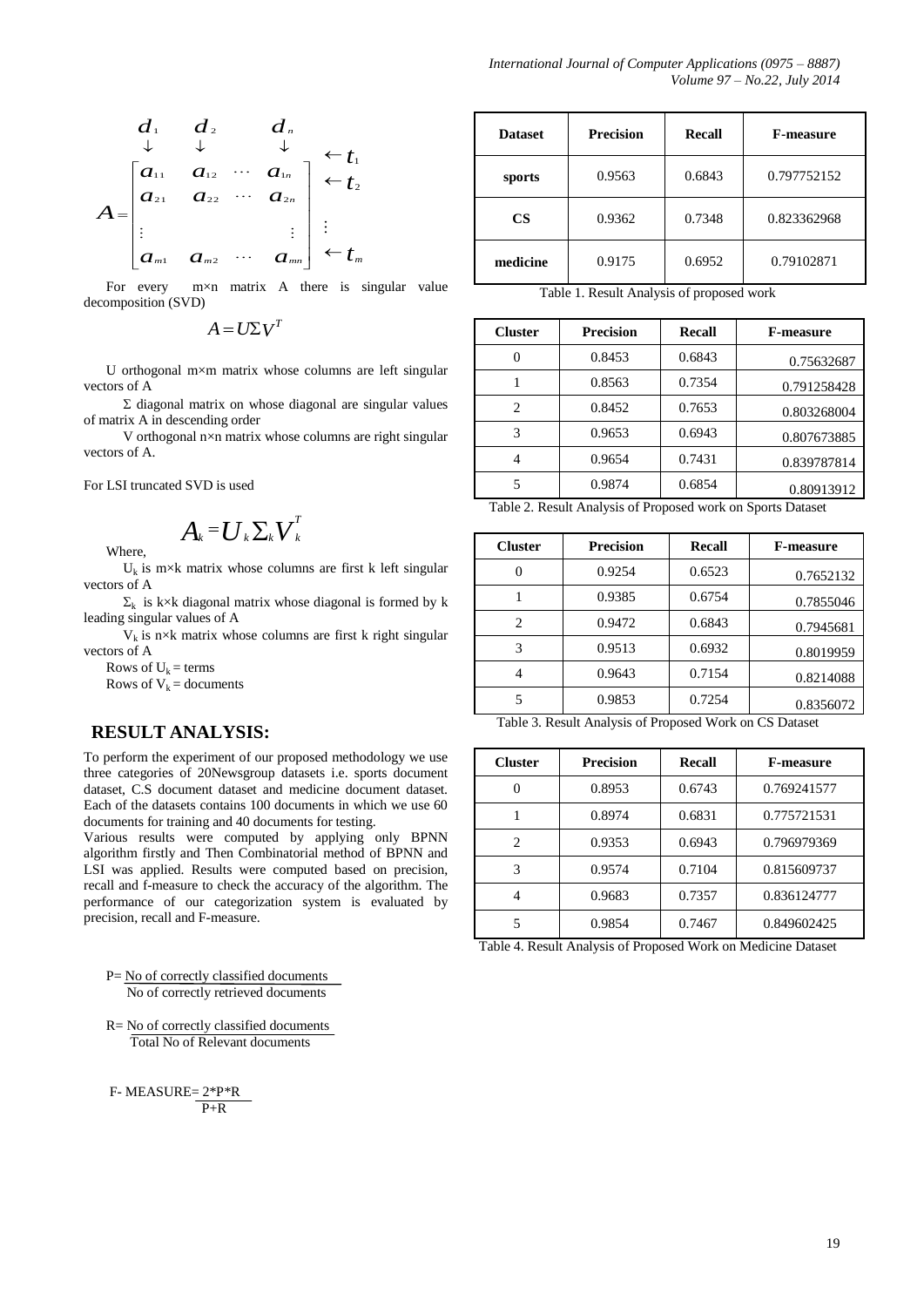$$A = \begin{bmatrix} a_{11} & a_{12} & \cdots & a_{1n} \\ a_{21} & a_{22} & \cdots & a_{2n} \\ \vdots & & & \vdots \\ a_{m1} & a_{m2} & \cdots & a_{mn} \end{bmatrix} \begin{matrix} \leftarrow t_1 \\ \leftarrow t_2 \\ \vdots \\ \leftarrow t_m \end{matrix}$$

(columns correspond to $d_1, d_2, \ldots, d_n$)

For every m×n matrix A there is singular value decomposition (SVD)

$$A = U\Sigma V^T$$

U orthogonal m×m matrix whose columns are left singular vectors of A

Σ diagonal matrix on whose diagonal are singular values of matrix A in descending order

V orthogonal n×n matrix whose columns are right singular vectors of A.

For LSI truncated SVD is used

$$A_k = U_k \Sigma_k V_k^T$$

Where,

$U_k$ is m×k matrix whose columns are first k left singular vectors of A

$\Sigma_k$ is k×k diagonal matrix whose diagonal is formed by k leading singular values of A

$V_k$ is n×k matrix whose columns are first k right singular vectors of A

Rows of $U_k$ = terms

Rows of $V_k$ = documents

## RESULT ANALYSIS:

To perform the experiment of our proposed methodology we use three categories of 20Newsgroup datasets i.e. sports document dataset, C.S document dataset and medicine document dataset. Each of the datasets contains 100 documents in which we use 60 documents for training and 40 documents for testing.

Various results were computed by applying only BPNN algorithm firstly and Then Combinatorial method of BPNN and LSI was applied. Results were computed based on precision, recall and f-measure to check the accuracy of the algorithm. The performance of our categorization system is evaluated by precision, recall and F-measure.

$$P = \frac{\text{No of correctly classified documents}}{\text{No of correctly retrieved documents}}$$

$$R = \frac{\text{No of correctly classified documents}}{\text{Total No of Relevant documents}}$$

$$\text{F- MEASURE} = \frac{2*P*R}{P+R}$$

| Dataset | Precision | Recall | F-measure |
|---|---|---|---|
| sports | 0.9563 | 0.6843 | 0.797752152 |
| CS | 0.9362 | 0.7348 | 0.823362968 |
| medicine | 0.9175 | 0.6952 | 0.79102871 |

Table 1. Result Analysis of proposed work

| Cluster | Precision | Recall | F-measure |
|---|---|---|---|
| 0 | 0.8453 | 0.6843 | 0.75632687 |
| 1 | 0.8563 | 0.7354 | 0.791258428 |
| 2 | 0.8452 | 0.7653 | 0.803268004 |
| 3 | 0.9653 | 0.6943 | 0.807673885 |
| 4 | 0.9654 | 0.7431 | 0.839787814 |
| 5 | 0.9874 | 0.6854 | 0.80913912 |

Table 2. Result Analysis of Proposed work on Sports Dataset

| Cluster | Precision | Recall | F-measure |
|---|---|---|---|
| 0 | 0.9254 | 0.6523 | 0.7652132 |
| 1 | 0.9385 | 0.6754 | 0.7855046 |
| 2 | 0.9472 | 0.6843 | 0.7945681 |
| 3 | 0.9513 | 0.6932 | 0.8019959 |
| 4 | 0.9643 | 0.7154 | 0.8214088 |
| 5 | 0.9853 | 0.7254 | 0.8356072 |

Table 3. Result Analysis of Proposed Work on CS Dataset

| Cluster | Precision | Recall | F-measure |
|---|---|---|---|
| 0 | 0.8953 | 0.6743 | 0.769241577 |
| 1 | 0.8974 | 0.6831 | 0.775721531 |
| 2 | 0.9353 | 0.6943 | 0.796979369 |
| 3 | 0.9574 | 0.7104 | 0.815609737 |
| 4 | 0.9683 | 0.7357 | 0.836124777 |
| 5 | 0.9854 | 0.7467 | 0.849602425 |

Table 4. Result Analysis of Proposed Work on Medicine Dataset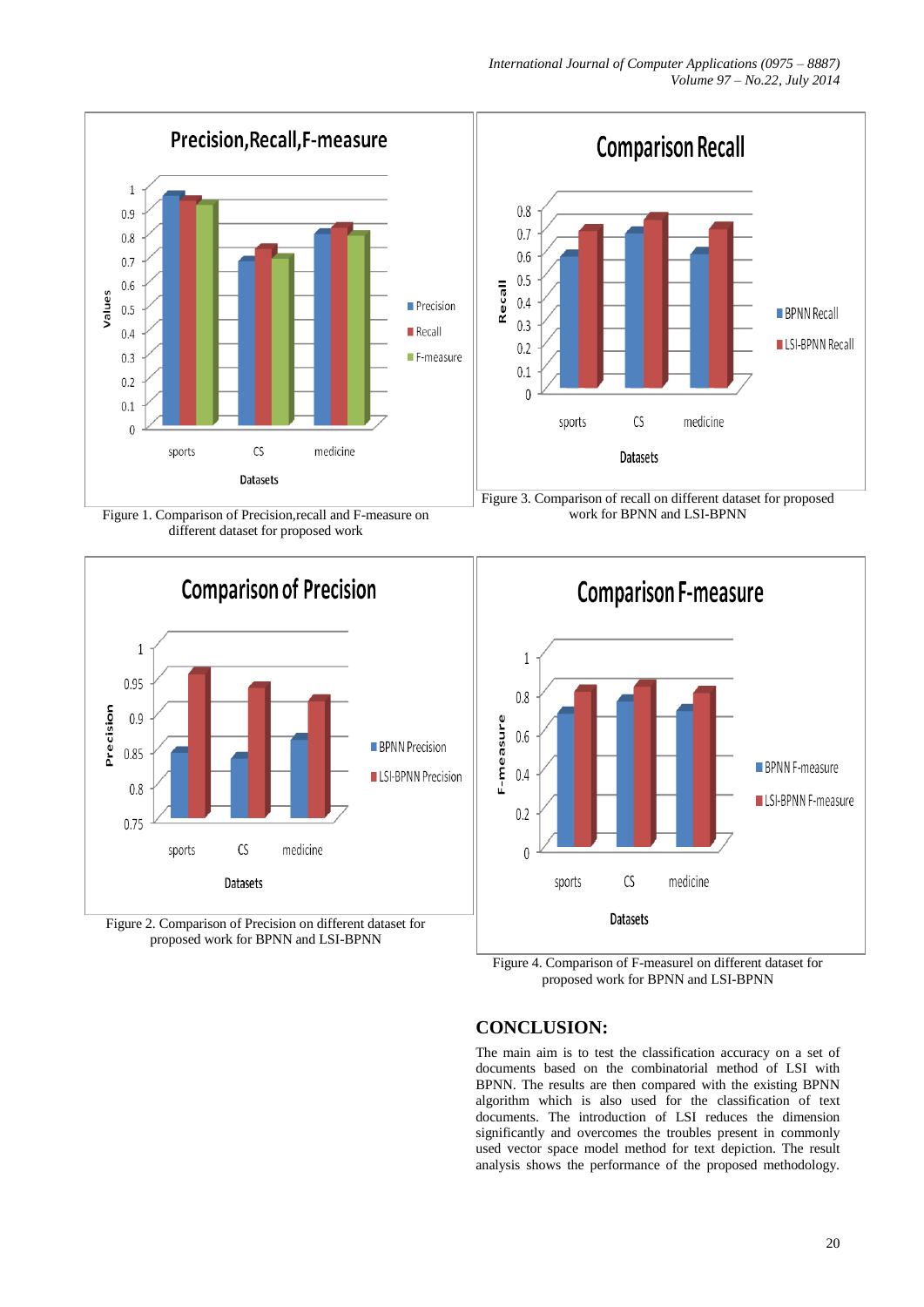Figure 1. Comparison of Precision,recall and F-measure on different dataset for proposed work

Figure 3. Comparison of recall on different dataset for proposed work for BPNN and LSI-BPNN

Figure 2. Comparison of Precision on different dataset for proposed work for BPNN and LSI-BPNN

Figure 4. Comparison of F-measurel on different dataset for proposed work for BPNN and LSI-BPNN

## CONCLUSION:

The main aim is to test the classification accuracy on a set of documents based on the combinatorial method of LSI with BPNN. The results are then compared with the existing BPNN algorithm which is also used for the classification of text documents. The introduction of LSI reduces the dimension significantly and overcomes the troubles present in commonly used vector space model method for text depiction. The result analysis shows the performance of the proposed methodology.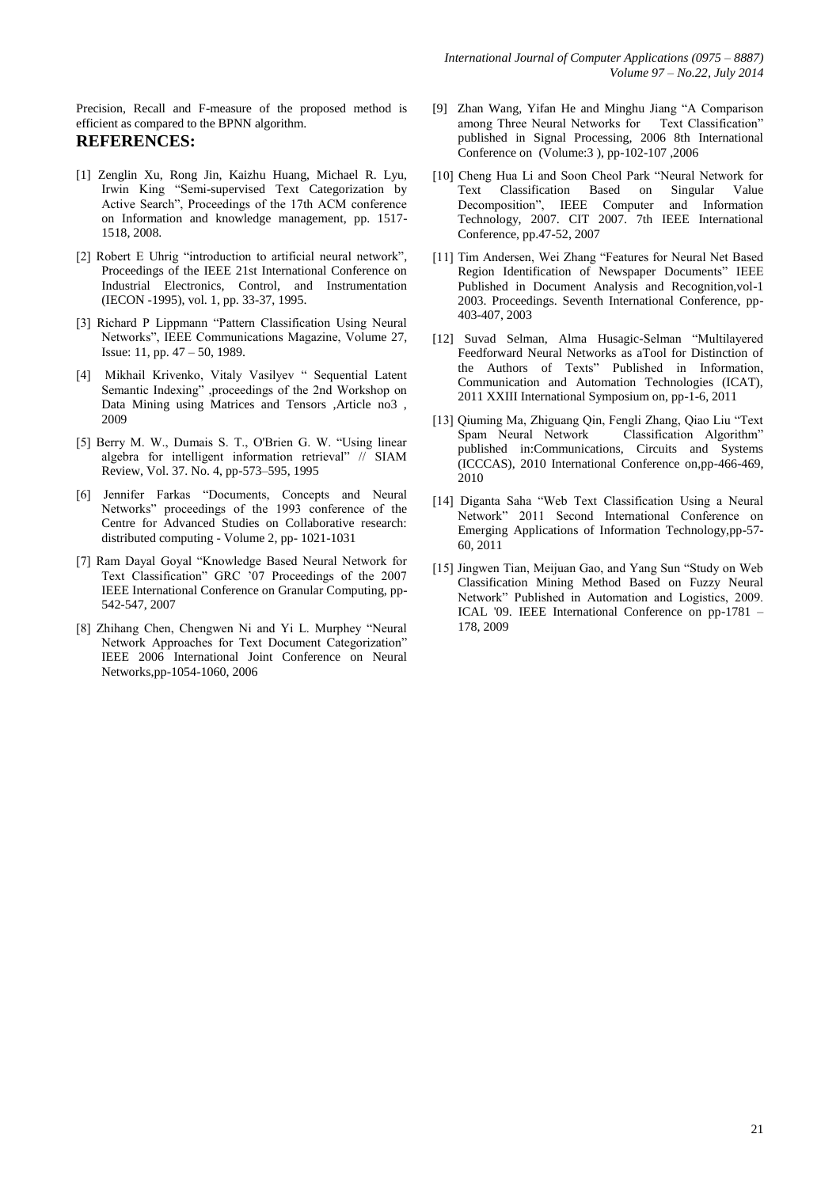Precision, Recall and F-measure of the proposed method is efficient as compared to the BPNN algorithm.

## REFERENCES:

[1] Zenglin Xu, Rong Jin, Kaizhu Huang, Michael R. Lyu, Irwin King "Semi-supervised Text Categorization by Active Search", Proceedings of the 17th ACM conference on Information and knowledge management, pp. 1517-1518, 2008.

[2] Robert E Uhrig "introduction to artificial neural network", Proceedings of the IEEE 21st International Conference on Industrial Electronics, Control, and Instrumentation (IECON -1995), vol. 1, pp. 33-37, 1995.

[3] Richard P Lippmann "Pattern Classification Using Neural Networks", IEEE Communications Magazine, Volume 27, Issue: 11, pp. 47 – 50, 1989.

[4] Mikhail Krivenko, Vitaly Vasilyev " Sequential Latent Semantic Indexing" ,proceedings of the 2nd Workshop on Data Mining using Matrices and Tensors ,Article no3 , 2009

[5] Berry M. W., Dumais S. T., O'Brien G. W. "Using linear algebra for intelligent information retrieval" // SIAM Review, Vol. 37. No. 4, pp-573–595, 1995

[6] Jennifer Farkas "Documents, Concepts and Neural Networks" proceedings of the 1993 conference of the Centre for Advanced Studies on Collaborative research: distributed computing - Volume 2, pp- 1021-1031

[7] Ram Dayal Goyal "Knowledge Based Neural Network for Text Classification" GRC '07 Proceedings of the 2007 IEEE International Conference on Granular Computing, pp-542-547, 2007

[8] Zhihang Chen, Chengwen Ni and Yi L. Murphey "Neural Network Approaches for Text Document Categorization" IEEE 2006 International Joint Conference on Neural Networks,pp-1054-1060, 2006

[9] Zhan Wang, Yifan He and Minghu Jiang "A Comparison among Three Neural Networks for Text Classification" published in Signal Processing, 2006 8th International Conference on (Volume:3 ), pp-102-107 ,2006

[10] Cheng Hua Li and Soon Cheol Park "Neural Network for Text Classification Based on Singular Value Decomposition", IEEE Computer and Information Technology, 2007. CIT 2007. 7th IEEE International Conference, pp.47-52, 2007

[11] Tim Andersen, Wei Zhang "Features for Neural Net Based Region Identification of Newspaper Documents" IEEE Published in Document Analysis and Recognition,vol-1 2003. Proceedings. Seventh International Conference, pp-403-407, 2003

[12] Suvad Selman, Alma Husagic-Selman "Multilayered Feedforward Neural Networks as aTool for Distinction of the Authors of Texts" Published in Information, Communication and Automation Technologies (ICAT), 2011 XXIII International Symposium on, pp-1-6, 2011

[13] Qiuming Ma, Zhiguang Qin, Fengli Zhang, Qiao Liu "Text Spam Neural Network Classification Algorithm" published in:Communications, Circuits and Systems (ICCCAS), 2010 International Conference on,pp-466-469, 2010

[14] Diganta Saha "Web Text Classification Using a Neural Network" 2011 Second International Conference on Emerging Applications of Information Technology,pp-57-60, 2011

[15] Jingwen Tian, Meijuan Gao, and Yang Sun "Study on Web Classification Mining Method Based on Fuzzy Neural Network" Published in Automation and Logistics, 2009. ICAL '09. IEEE International Conference on pp-1781 – 178, 2009